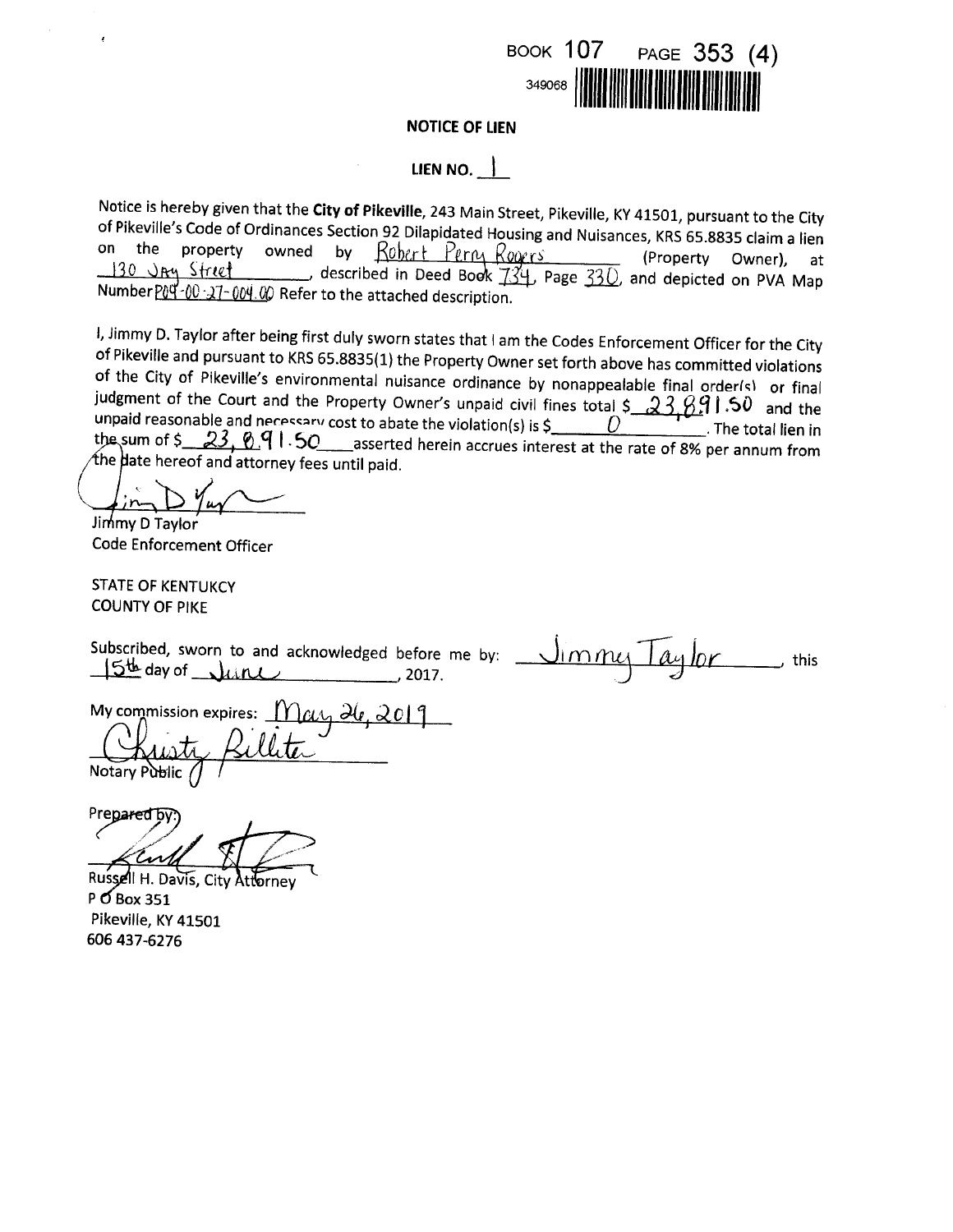BOOK 107 PAGE 353 (4)

349068

**NOTICE OF LIEN**

**LIEN NO.** 1

Notice is hereby given that the **City of Pikeville**, 243 Main Street, Pikeville, KY 41501, pursuant to the City of Pikeville's Code of Ordinances Section 92 Dilapidated Housing and Nuisances, KRS 65.8835 claim a lien on the property owned by Robert Perry Rogers (Property Owner), at 130 Jay Street, described in Deed Book 734, Page 330, and depicted on PVA Map Number P09-00-27-004.00 Refer to the attached description.

I, Jimmy D. Taylor after being first duly sworn states that I am the Codes Enforcement Officer for the City of Pikeville and pursuant to KRS 65.8835(1) the Property Owner set forth above has committed violations of the City of Pikeville's environmental nuisance ordinance by nonappealable final order(s) or final judgment of the Court and the Property Owner's unpaid civil fines total $ 23,891.50 and the unpaid reasonable and necessary cost to abate the violation(s) is $ 0. The total lien in the sum of $ 23,891.50 asserted herein accrues interest at the rate of 8% per annum from the date hereof and attorney fees until paid.

Jimmy D Taylor
Code Enforcement Officer

STATE OF KENTUKCY
COUNTY OF PIKE

Subscribed, sworn to and acknowledged before me by: Jimmy Taylor, this 15th day of June, 2017.

My commission expires: May 26, 2019

Christy Billiter
Notary Public

Prepared by:

Russell H. Davis, City Attorney
P O Box 351
Pikeville, KY 41501
606 437-6276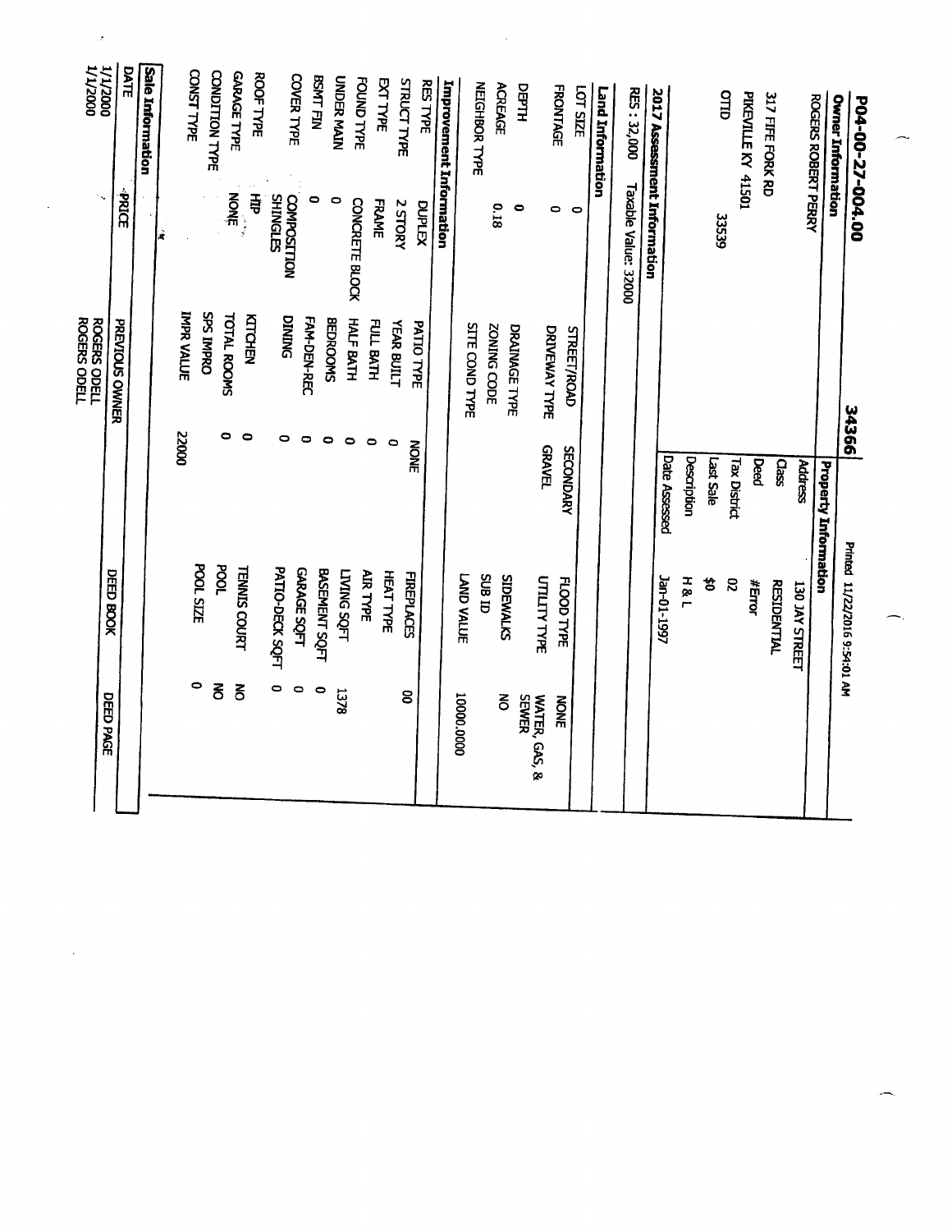# P04-00-27-004.00 34366

Printed 11/22/2016 9:54:01 AM

## Owner Information

ROGERS ROBERT PERRY

317 FIFE FORK RD

PIKEVILLE KY 41501

OTID 33539

## Property Information

| | |
|---|---|
| Address | 130 JAY STREET |
| Class | RESIDENTIAL |
| Deed | #Error |
| Tax District | 02 |
| Last Sale | $0 |
| Description | H & L |
| Date Assessed | Jan-01-1997 |

## 2017 Assessment Information

RES : 32,000 Taxable Value: 32000

## Land Information

| | | | | | |
|---|---|---|---|---|---|
| LOT SIZE | 0 | STREET/ROAD | SECONDARY | FLOOD TYPE | NONE |
| FRONTAGE | 0 | DRIVEWAY TYPE | GRAVEL | UTILITY TYPE | WATER, GAS, & SEWER |
| DEPTH | 0 | DRAINAGE TYPE | | SIDEWALKS | NO |
| ACREAGE | 0.18 | ZONING CODE | | SUB ID | |
| NEIGHBOR TYPE | | SITE COND TYPE | | LAND VALUE | 10000.0000 |

## Improvement Information

| | | | | | |
|---|---|---|---|---|---|
| RES TYPE | DUPLEX | PATIO TYPE | NONE | FIREPLACES | 00 |
| STRUCT TYPE | 2 STORY | YEAR BUILT | 0 | HEAT TYPE | |
| EXT TYPE | FRAME | FULL BATH | 0 | AIR TYPE | |
| FOUND TYPE | CONCRETE BLOCK | HALF BATH | 0 | LIVING SQFT | 1378 |
| UNDER MAIN | 0 | BEDROOMS | 0 | BASEMENT SQFT | 0 |
| BSMT FIN | 0 | FAM-DEN-REC | 0 | GARAGE SQFT | 0 |
| COVER TYPE | COMPOSITION SHINGLES | DINING | 0 | PATIO-DECK SQFT | 0 |
| ROOF TYPE | HIP | KITCHEN | 0 | TENNIS COURT | NO |
| GARAGE TYPE | NONE | TOTAL ROOMS | 0 | POOL | NO |
| CONDITION TYPE | | SPS IMPRO | | POOL SIZE | 0 |
| CONST TYPE | | IMPR VALUE | 22000 | | |

## Sale Information

| DATE | PRICE | PREVIOUS OWNER | DEED BOOK | DEED PAGE |
|---|---|---|---|---|
| 1/1/2000 | | ROGERS ODELL | | |
| 1/1/2000 | | ROGERS ODELL | | |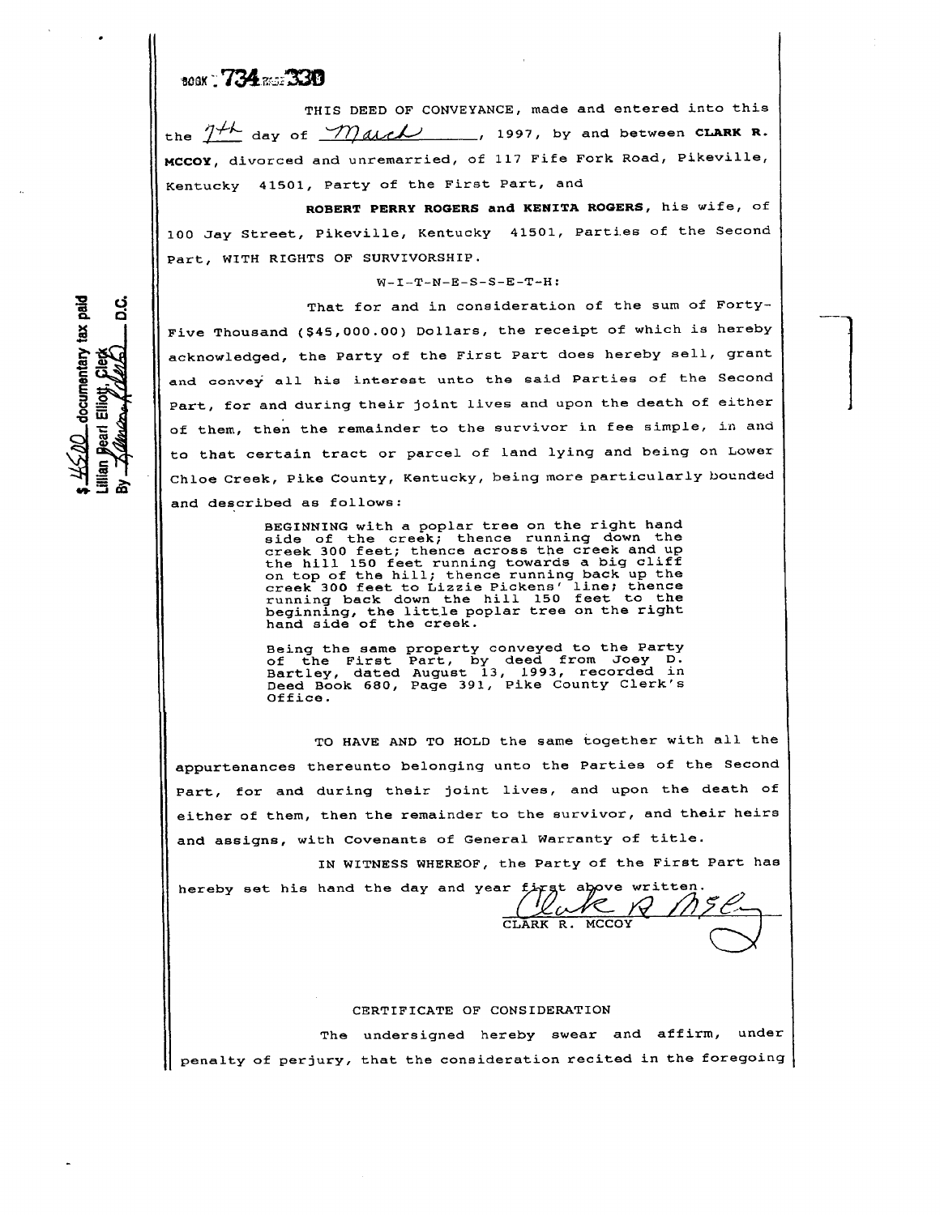BOOK 734 PAGE 330

THIS DEED OF CONVEYANCE, made and entered into this the 7th day of March, 1997, by and between **CLARK R. MCCOY**, divorced and unremarried, of 117 Fife Fork Road, Pikeville, Kentucky 41501, Party of the First Part, and

**ROBERT PERRY ROGERS and KENITA ROGERS**, his wife, of 100 Jay Street, Pikeville, Kentucky 41501, Parties of the Second Part, WITH RIGHTS OF SURVIVORSHIP.

W-I-T-N-E-S-S-E-T-H:

That for and in consideration of the sum of Forty-Five Thousand ($45,000.00) Dollars, the receipt of which is hereby acknowledged, the Party of the First Part does hereby sell, grant and convey all his interest unto the said Parties of the Second Part, for and during their joint lives and upon the death of either of them, then the remainder to the survivor in fee simple, in and to that certain tract or parcel of land lying and being on Lower Chloe Creek, Pike County, Kentucky, being more particularly bounded and described as follows:

> BEGINNING with a poplar tree on the right hand side of the creek; thence running down the creek 300 feet; thence across the creek and up the hill 150 feet running towards a big cliff on top of the hill; thence running back up the creek 300 feet to Lizzie Pickens' line; thence running back down the hill 150 feet to the beginning, the little poplar tree on the right hand side of the creek.
>
> Being the same property conveyed to the Party of the First Part, by deed from Joey D. Bartley, dated August 13, 1993, recorded in Deed Book 680, Page 391, Pike County Clerk's Office.

TO HAVE AND TO HOLD the same together with all the appurtenances thereunto belonging unto the Parties of the Second Part, for and during their joint lives, and upon the death of either of them, then the remainder to the survivor, and their heirs and assigns, with Covenants of General Warranty of title.

IN WITNESS WHEREOF, the Party of the First Part has hereby set his hand the day and year first above written.

Clark R McCoy
CLARK R. MCCOY

$45.00 documentary tax paid
Lillian Pearl Elliott, Clerk
By ______ D.C.

## CERTIFICATE OF CONSIDERATION

The undersigned hereby swear and affirm, under penalty of perjury, that the consideration recited in the foregoing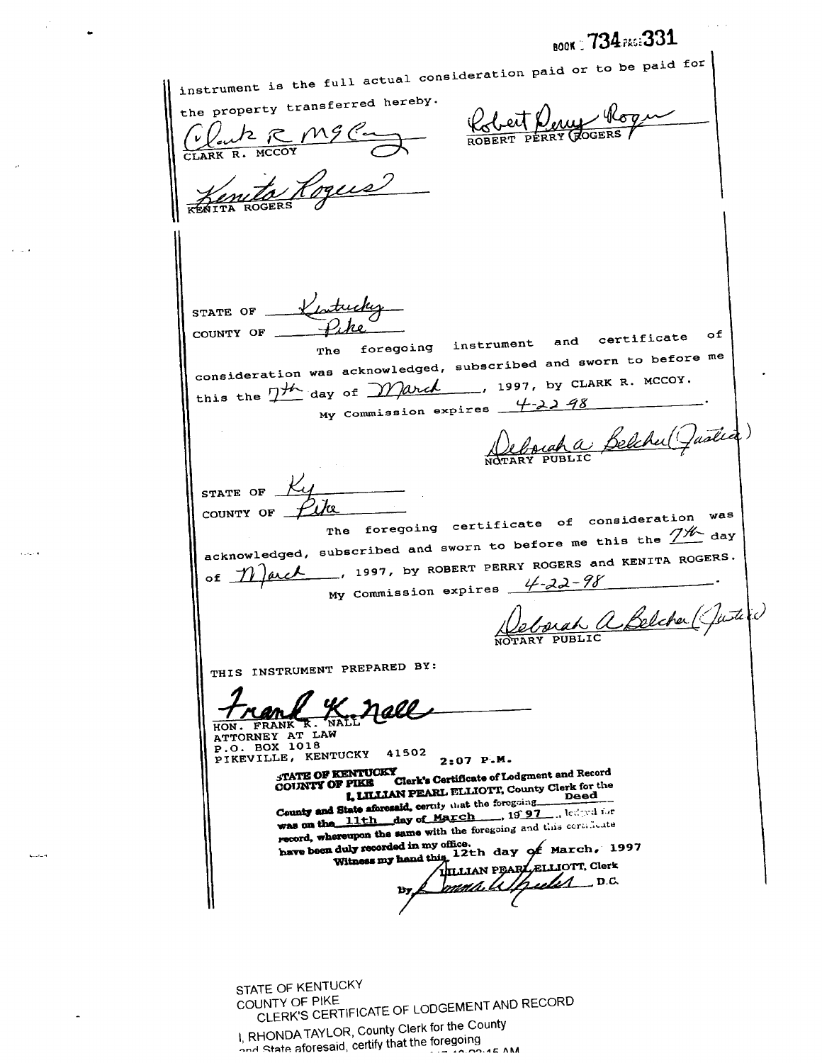BOOK 734 PAGE 331

instrument is the full actual consideration paid or to be paid for the property transferred hereby.

Clark R McCoy
CLARK R. MCCOY

Robert Perry Rogers
ROBERT PERRY ROGERS

Kenita Rogers
KENITA ROGERS

STATE OF Kentucky
COUNTY OF Pike

The foregoing instrument and certificate of consideration was acknowledged, subscribed and sworn to before me this the 7th day of March, 1997, by CLARK R. MCCOY.

My Commission expires 4-22-98.

Deborah A. Belcher (Justice)
NOTARY PUBLIC

STATE OF Ky
COUNTY OF Pike

The foregoing certificate of consideration was acknowledged, subscribed and sworn to before me this the 7th day of March, 1997, by ROBERT PERRY ROGERS and KENITA ROGERS.

My Commission expires 4-22-98.

Deborah A Belcher (Justice)
NOTARY PUBLIC

THIS INSTRUMENT PREPARED BY:

Frank K. Nall
HON. FRANK K. NALL
ATTORNEY AT LAW
P.O. BOX 1018
PIKEVILLE, KENTUCKY 41502

2:07 P.M.

STATE OF KENTUCKY
COUNTY OF PIKE Clerk's Certificate of Lodgment and Record

I, LILLIAN PEARL ELLIOTT, County Clerk for the County and State aforesaid, certify that the foregoing Deed was on the 11th day of March, 1997, lodged for record, whereupon the same with the foregoing and this certificate have been duly recorded in my office.

Witness my hand this 12th day of March, 1997

LILLIAN PEARL ELLIOTT, Clerk
By, [signature] D.C.

STATE OF KENTUCKY
COUNTY OF PIKE
CLERK'S CERTIFICATE OF LODGEMENT AND RECORD

I, RHONDA TAYLOR, County Clerk for the County and State aforesaid, certify that the foregoing